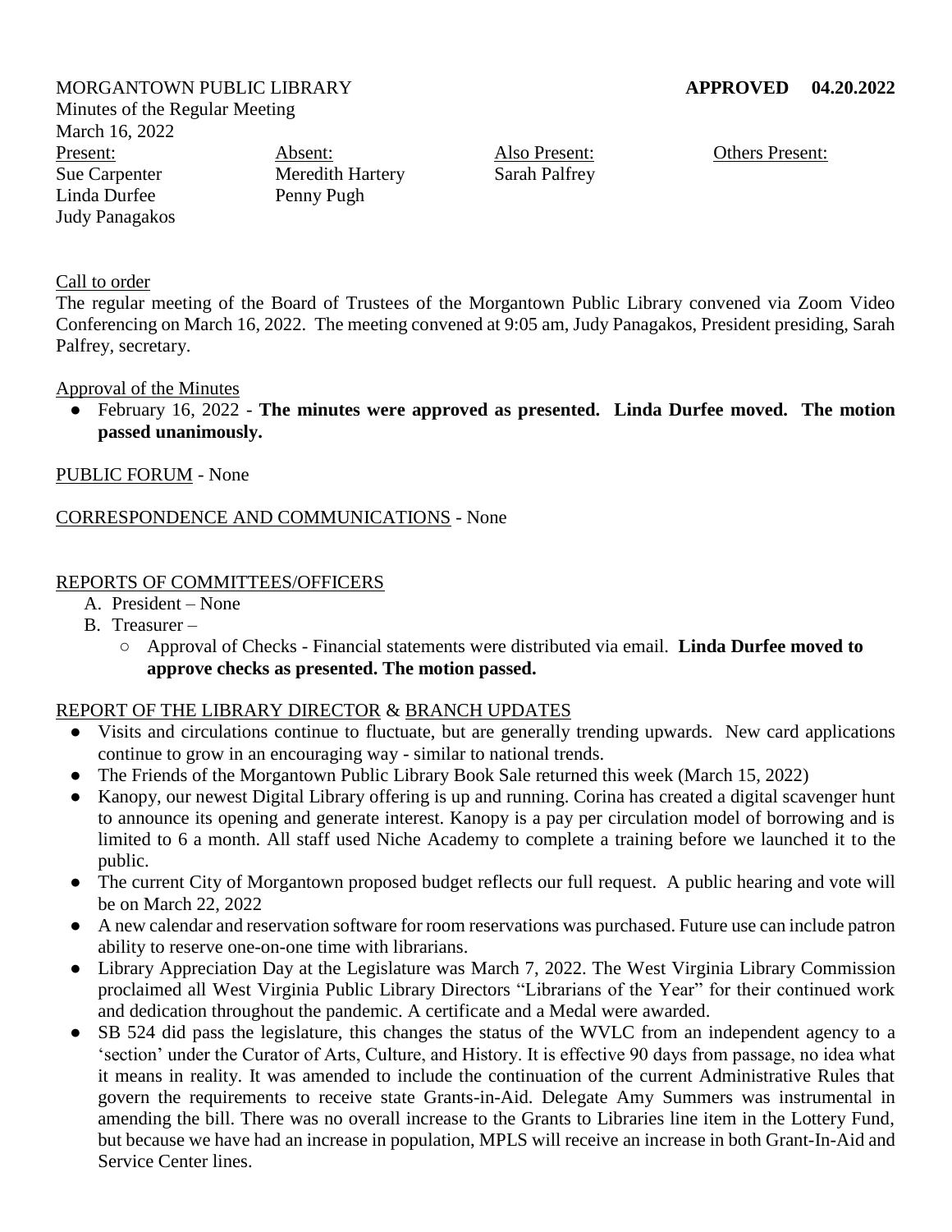MORGANTOWN PUBLIC LIBRARY **APPROVED 04.20.2022**

Minutes of the Regular Meeting
March 16, 2022

| Present: | Absent: | Also Present: | Others Present: |
|---|---|---|---|
| Sue Carpenter | Meredith Hartery | Sarah Palfrey | |
| Linda Durfee | Penny Pugh | | |
| Judy Panagakos | | | |

Call to order

The regular meeting of the Board of Trustees of the Morgantown Public Library convened via Zoom Video Conferencing on March 16, 2022. The meeting convened at 9:05 am, Judy Panagakos, President presiding, Sarah Palfrey, secretary.

Approval of the Minutes

- February 16, 2022 - **The minutes were approved as presented. Linda Durfee moved. The motion passed unanimously.**

PUBLIC FORUM - None

CORRESPONDENCE AND COMMUNICATIONS - None

REPORTS OF COMMITTEES/OFFICERS

A. President – None
B. Treasurer –
   - Approval of Checks - Financial statements were distributed via email. **Linda Durfee moved to approve checks as presented. The motion passed.**

REPORT OF THE LIBRARY DIRECTOR & BRANCH UPDATES

- Visits and circulations continue to fluctuate, but are generally trending upwards. New card applications continue to grow in an encouraging way - similar to national trends.
- The Friends of the Morgantown Public Library Book Sale returned this week (March 15, 2022)
- Kanopy, our newest Digital Library offering is up and running. Corina has created a digital scavenger hunt to announce its opening and generate interest. Kanopy is a pay per circulation model of borrowing and is limited to 6 a month. All staff used Niche Academy to complete a training before we launched it to the public.
- The current City of Morgantown proposed budget reflects our full request. A public hearing and vote will be on March 22, 2022
- A new calendar and reservation software for room reservations was purchased. Future use can include patron ability to reserve one-on-one time with librarians.
- Library Appreciation Day at the Legislature was March 7, 2022. The West Virginia Library Commission proclaimed all West Virginia Public Library Directors "Librarians of the Year" for their continued work and dedication throughout the pandemic. A certificate and a Medal were awarded.
- SB 524 did pass the legislature, this changes the status of the WVLC from an independent agency to a 'section' under the Curator of Arts, Culture, and History. It is effective 90 days from passage, no idea what it means in reality. It was amended to include the continuation of the current Administrative Rules that govern the requirements to receive state Grants-in-Aid. Delegate Amy Summers was instrumental in amending the bill. There was no overall increase to the Grants to Libraries line item in the Lottery Fund, but because we have had an increase in population, MPLS will receive an increase in both Grant-In-Aid and Service Center lines.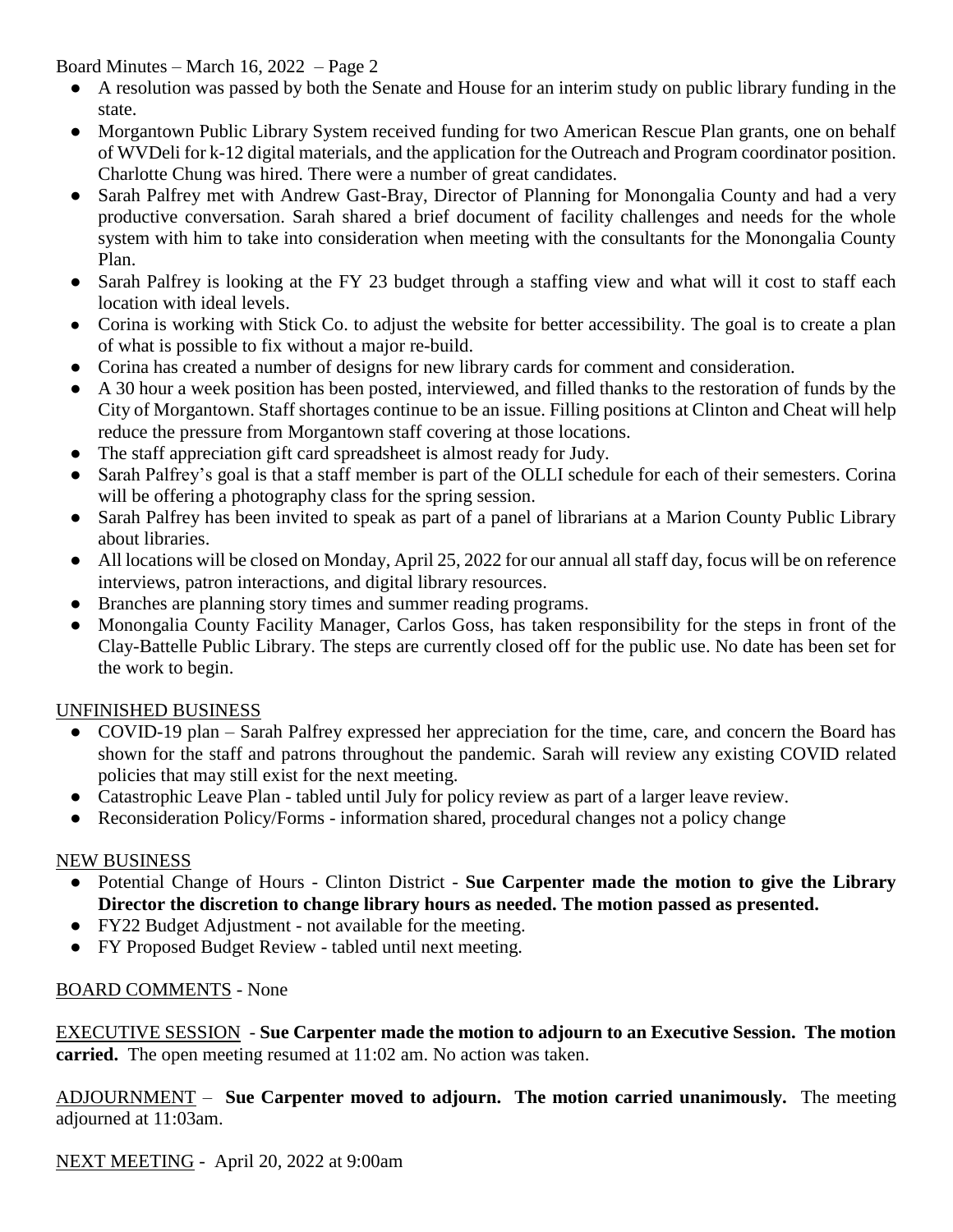- A resolution was passed by both the Senate and House for an interim study on public library funding in the state.
- Morgantown Public Library System received funding for two American Rescue Plan grants, one on behalf of WVDeli for k-12 digital materials, and the application for the Outreach and Program coordinator position. Charlotte Chung was hired. There were a number of great candidates.
- Sarah Palfrey met with Andrew Gast-Bray, Director of Planning for Monongalia County and had a very productive conversation. Sarah shared a brief document of facility challenges and needs for the whole system with him to take into consideration when meeting with the consultants for the Monongalia County Plan.
- Sarah Palfrey is looking at the FY 23 budget through a staffing view and what will it cost to staff each location with ideal levels.
- Corina is working with Stick Co. to adjust the website for better accessibility. The goal is to create a plan of what is possible to fix without a major re-build.
- Corina has created a number of designs for new library cards for comment and consideration.
- A 30 hour a week position has been posted, interviewed, and filled thanks to the restoration of funds by the City of Morgantown. Staff shortages continue to be an issue. Filling positions at Clinton and Cheat will help reduce the pressure from Morgantown staff covering at those locations.
- The staff appreciation gift card spreadsheet is almost ready for Judy.
- Sarah Palfrey's goal is that a staff member is part of the OLLI schedule for each of their semesters. Corina will be offering a photography class for the spring session.
- Sarah Palfrey has been invited to speak as part of a panel of librarians at a Marion County Public Library about libraries.
- All locations will be closed on Monday, April 25, 2022 for our annual all staff day, focus will be on reference interviews, patron interactions, and digital library resources.
- Branches are planning story times and summer reading programs.
- Monongalia County Facility Manager, Carlos Goss, has taken responsibility for the steps in front of the Clay-Battelle Public Library. The steps are currently closed off for the public use. No date has been set for the work to begin.

UNFINISHED BUSINESS

- COVID-19 plan – Sarah Palfrey expressed her appreciation for the time, care, and concern the Board has shown for the staff and patrons throughout the pandemic. Sarah will review any existing COVID related policies that may still exist for the next meeting.
- Catastrophic Leave Plan - tabled until July for policy review as part of a larger leave review.
- Reconsideration Policy/Forms - information shared, procedural changes not a policy change

NEW BUSINESS

- Potential Change of Hours - Clinton District - **Sue Carpenter made the motion to give the Library Director the discretion to change library hours as needed. The motion passed as presented.**
- FY22 Budget Adjustment - not available for the meeting.
- FY Proposed Budget Review - tabled until next meeting.

BOARD COMMENTS - None

EXECUTIVE SESSION - **Sue Carpenter made the motion to adjourn to an Executive Session. The motion carried.** The open meeting resumed at 11:02 am. No action was taken.

ADJOURNMENT – **Sue Carpenter moved to adjourn. The motion carried unanimously.** The meeting adjourned at 11:03am.

NEXT MEETING - April 20, 2022 at 9:00am